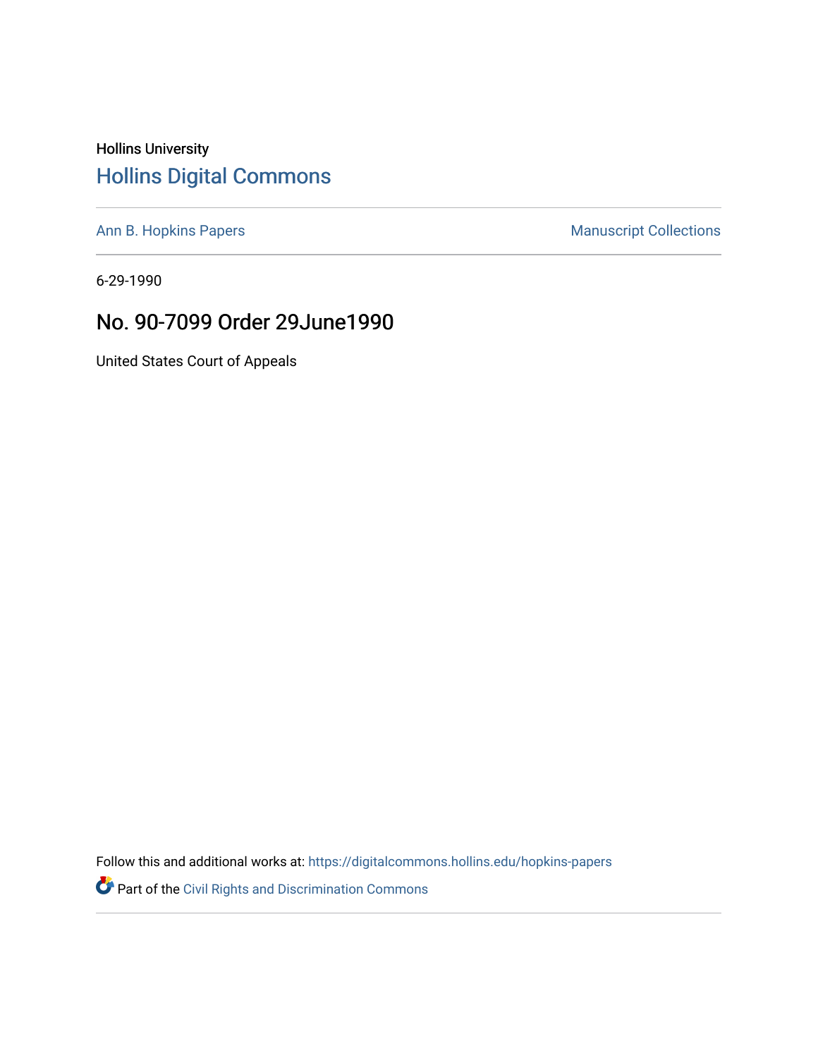Hollins University

# Hollins Digital Commons

Ann B. Hopkins Papers

Manuscript Collections

6-29-1990

## No. 90-7099 Order 29June1990

United States Court of Appeals

Follow this and additional works at: https://digitalcommons.hollins.edu/hopkins-papers

Part of the Civil Rights and Discrimination Commons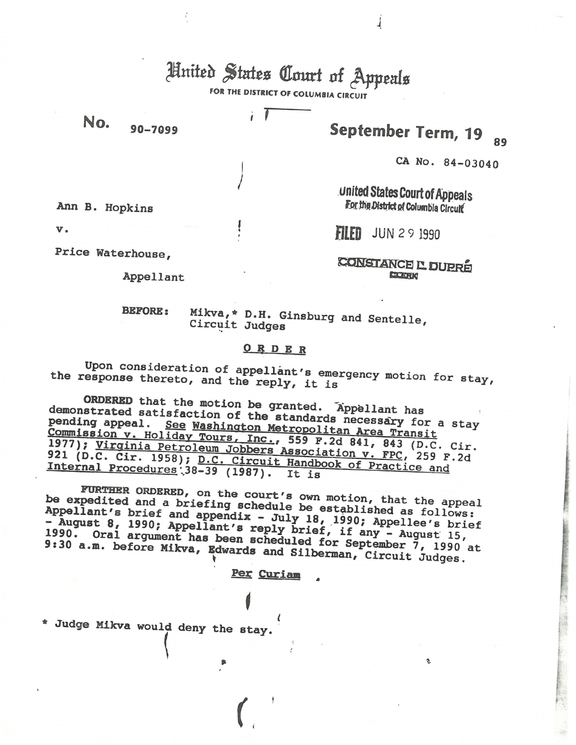# United States Court of Appeals

FOR THE DISTRICT OF COLUMBIA CIRCUIT

**No.** 90-7099

**September Term, 19** 89

CA No. 84-03040

United States Court of Appeals
For the District of Columbia Circuit

FILED JUN 29 1990

CONSTANCE L. DUPRÉ
CLERK

Ann B. Hopkins

v.

Price Waterhouse,

Appellant

**BEFORE:** Mikva,* D.H. Ginsburg and Sentelle, Circuit Judges

## O R D E R

Upon consideration of appellant's emergency motion for stay, the response thereto, and the reply, it is

**ORDERED** that the motion be granted. Appellant has demonstrated satisfaction of the standards necessary for a stay pending appeal. See Washington Metropolitan Area Transit Commission v. Holiday Tours, Inc., 559 F.2d 841, 843 (D.C. Cir. 1977); Virginia Petroleum Jobbers Association v. FPC, 259 F.2d 921 (D.C. Cir. 1958); D.C. Circuit Handbook of Practice and Internal Procedures 38-39 (1987). It is

**FURTHER ORDERED**, on the court's own motion, that the appeal be expedited and a briefing schedule be established as follows: Appellant's brief and appendix - July 18, 1990; Appellee's brief - August 8, 1990; Appellant's reply brief, if any - August 15, 1990. Oral argument has been scheduled for September 7, 1990 at 9:30 a.m. before Mikva, Edwards and Silberman, Circuit Judges.

Per Curiam

\* Judge Mikva would deny the stay.